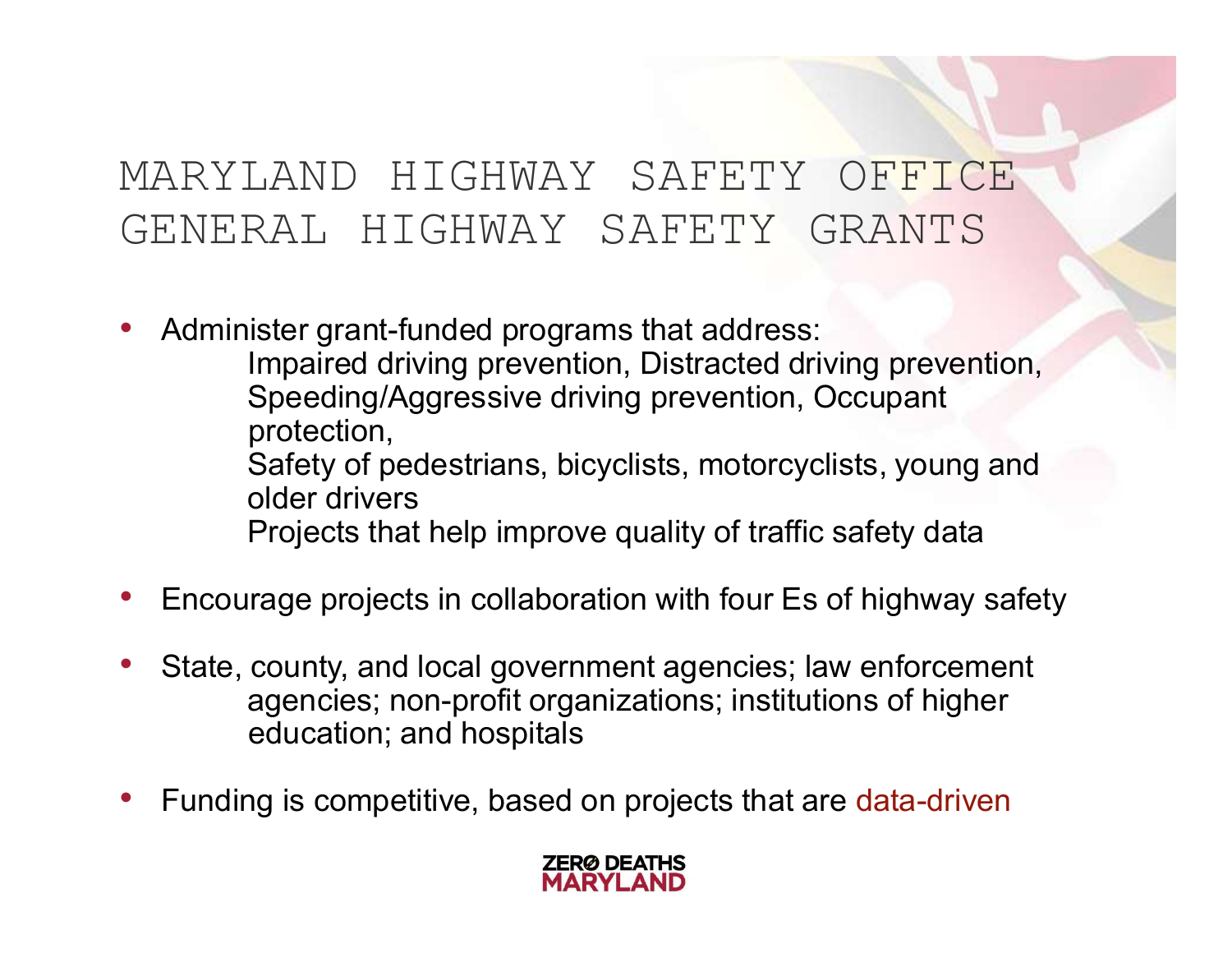# MARYLAND HIGHWAY SAFETY OFFICE GENERAL HIGHWAY SAFETY GRANTS

- Administer grant-funded programs that address:
  - Impaired driving prevention, Distracted driving prevention, Speeding/Aggressive driving prevention, Occupant protection,
  - Safety of pedestrians, bicyclists, motorcyclists, young and older drivers
  - Projects that help improve quality of traffic safety data
- Encourage projects in collaboration with four Es of highway safety
- State, county, and local government agencies; law enforcement agencies; non-profit organizations; institutions of higher education; and hospitals
- Funding is competitive, based on projects that are data-driven

ZERO DEATHS MARYLAND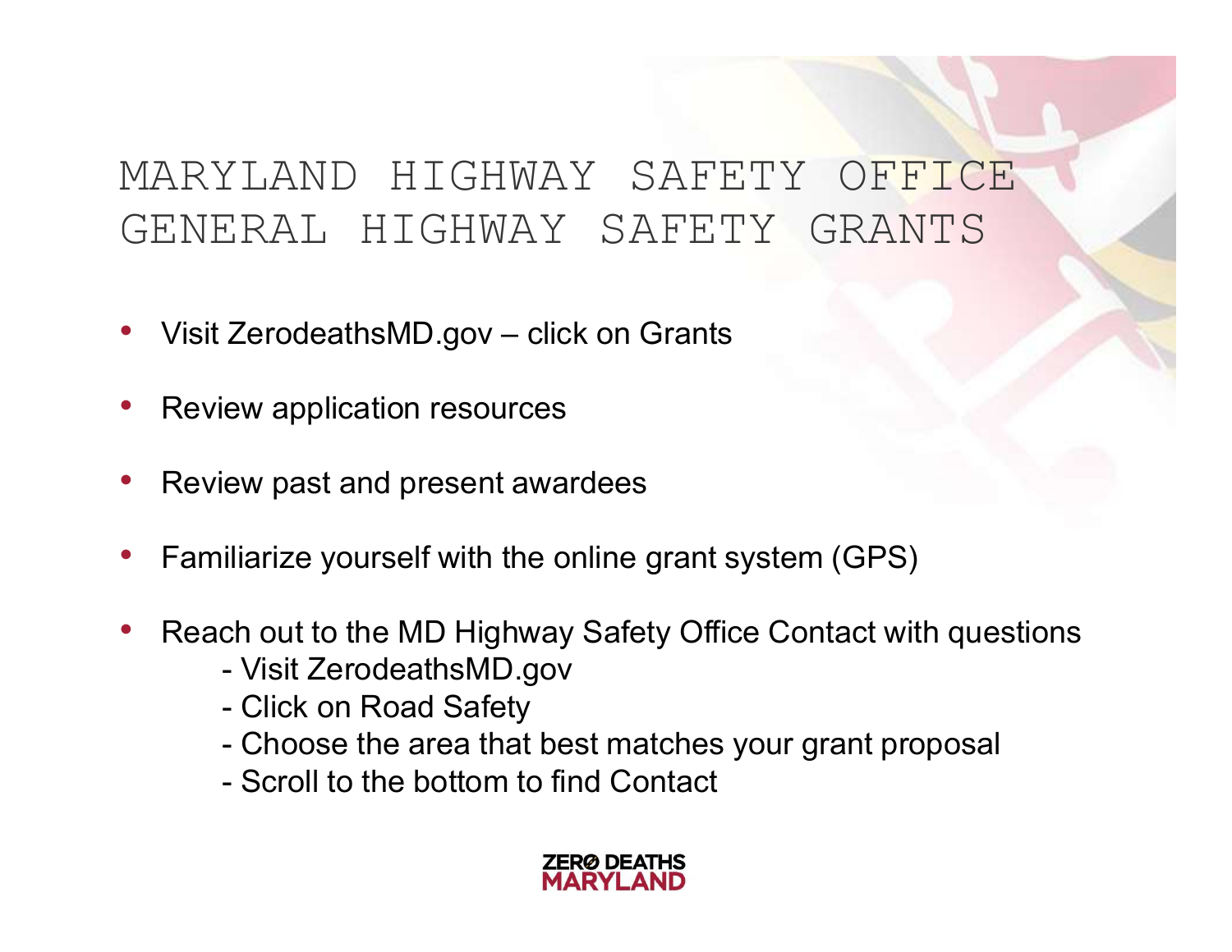# MARYLAND HIGHWAY SAFETY OFFICE GENERAL HIGHWAY SAFETY GRANTS

- Visit ZerodeathsMD.gov – click on Grants
- Review application resources
- Review past and present awardees
- Familiarize yourself with the online grant system (GPS)
- Reach out to the MD Highway Safety Office Contact with questions
  - Visit ZerodeathsMD.gov
  - Click on Road Safety
  - Choose the area that best matches your grant proposal
  - Scroll to the bottom to find Contact

ZERØ DEATHS MARYLAND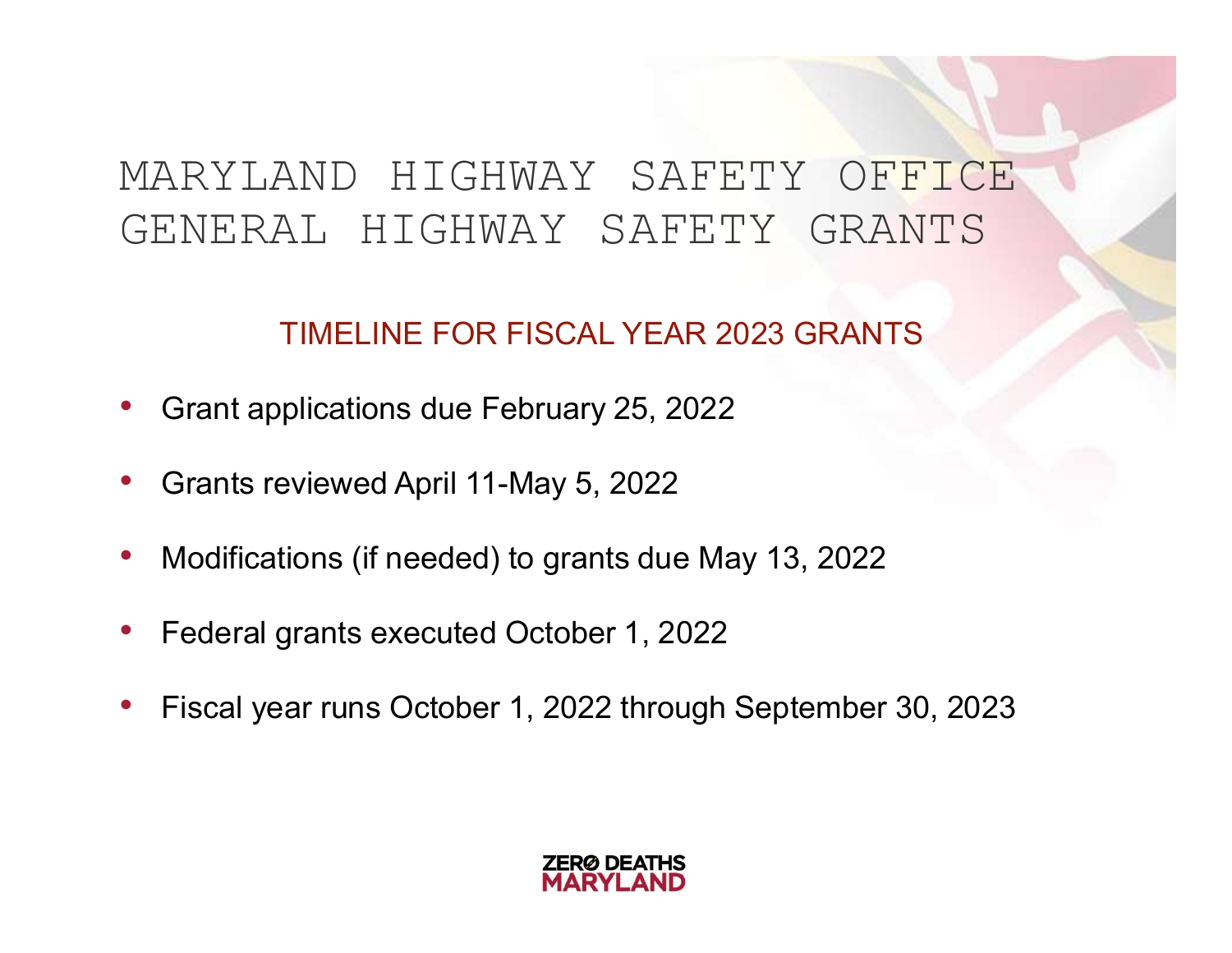# MARYLAND HIGHWAY SAFETY OFFICE GENERAL HIGHWAY SAFETY GRANTS

## TIMELINE FOR FISCAL YEAR 2023 GRANTS

- Grant applications due February 25, 2022
- Grants reviewed April 11-May 5, 2022
- Modifications (if needed) to grants due May 13, 2022
- Federal grants executed October 1, 2022
- Fiscal year runs October 1, 2022 through September 30, 2023

ZERØ DEATHS MARYLAND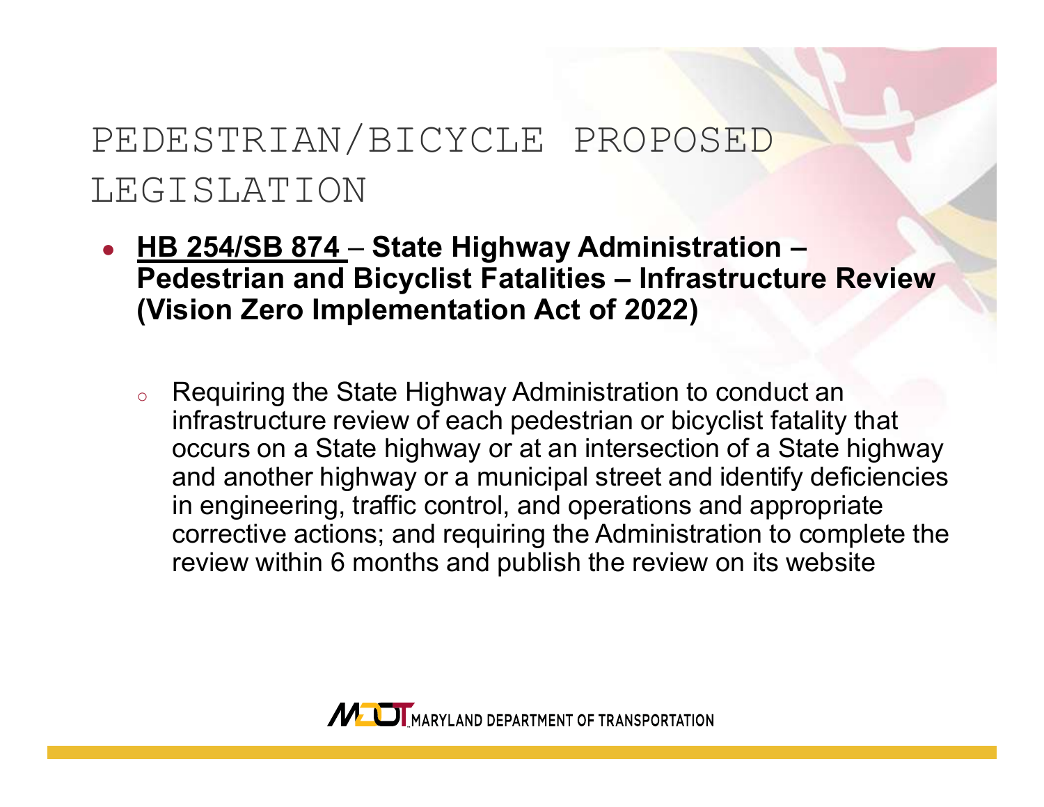# PEDESTRIAN/BICYCLE PROPOSED LEGISLATION

- **HB 254/SB 874 – State Highway Administration – Pedestrian and Bicyclist Fatalities – Infrastructure Review (Vision Zero Implementation Act of 2022)**
  - Requiring the State Highway Administration to conduct an infrastructure review of each pedestrian or bicyclist fatality that occurs on a State highway or at an intersection of a State highway and another highway or a municipal street and identify deficiencies in engineering, traffic control, and operations and appropriate corrective actions; and requiring the Administration to complete the review within 6 months and publish the review on its website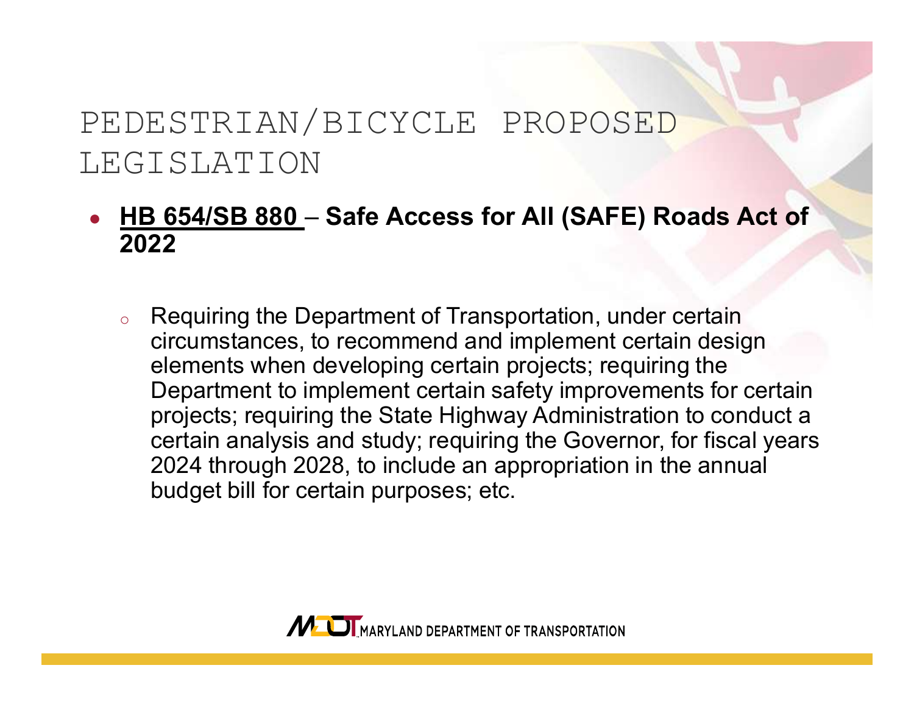# PEDESTRIAN/BICYCLE PROPOSED LEGISLATION

- **HB 654/SB 880 – Safe Access for All (SAFE) Roads Act of 2022**
  - Requiring the Department of Transportation, under certain circumstances, to recommend and implement certain design elements when developing certain projects; requiring the Department to implement certain safety improvements for certain projects; requiring the State Highway Administration to conduct a certain analysis and study; requiring the Governor, for fiscal years 2024 through 2028, to include an appropriation in the annual budget bill for certain purposes; etc.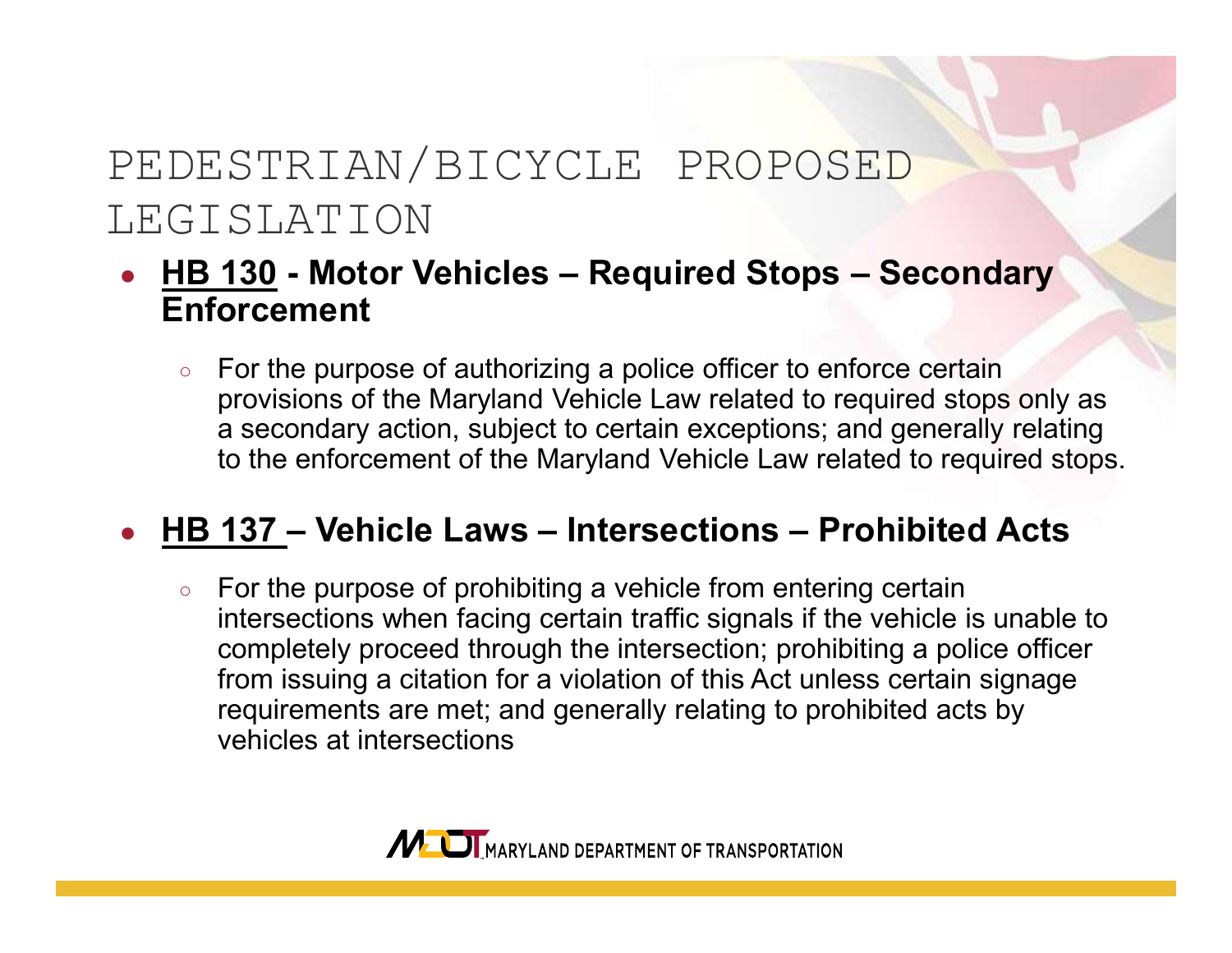# PEDESTRIAN/BICYCLE PROPOSED LEGISLATION

- **HB 130 - Motor Vehicles – Required Stops – Secondary Enforcement**
  - For the purpose of authorizing a police officer to enforce certain provisions of the Maryland Vehicle Law related to required stops only as a secondary action, subject to certain exceptions; and generally relating to the enforcement of the Maryland Vehicle Law related to required stops.

- **HB 137 – Vehicle Laws – Intersections – Prohibited Acts**
  - For the purpose of prohibiting a vehicle from entering certain intersections when facing certain traffic signals if the vehicle is unable to completely proceed through the intersection; prohibiting a police officer from issuing a citation for a violation of this Act unless certain signage requirements are met; and generally relating to prohibited acts by vehicles at intersections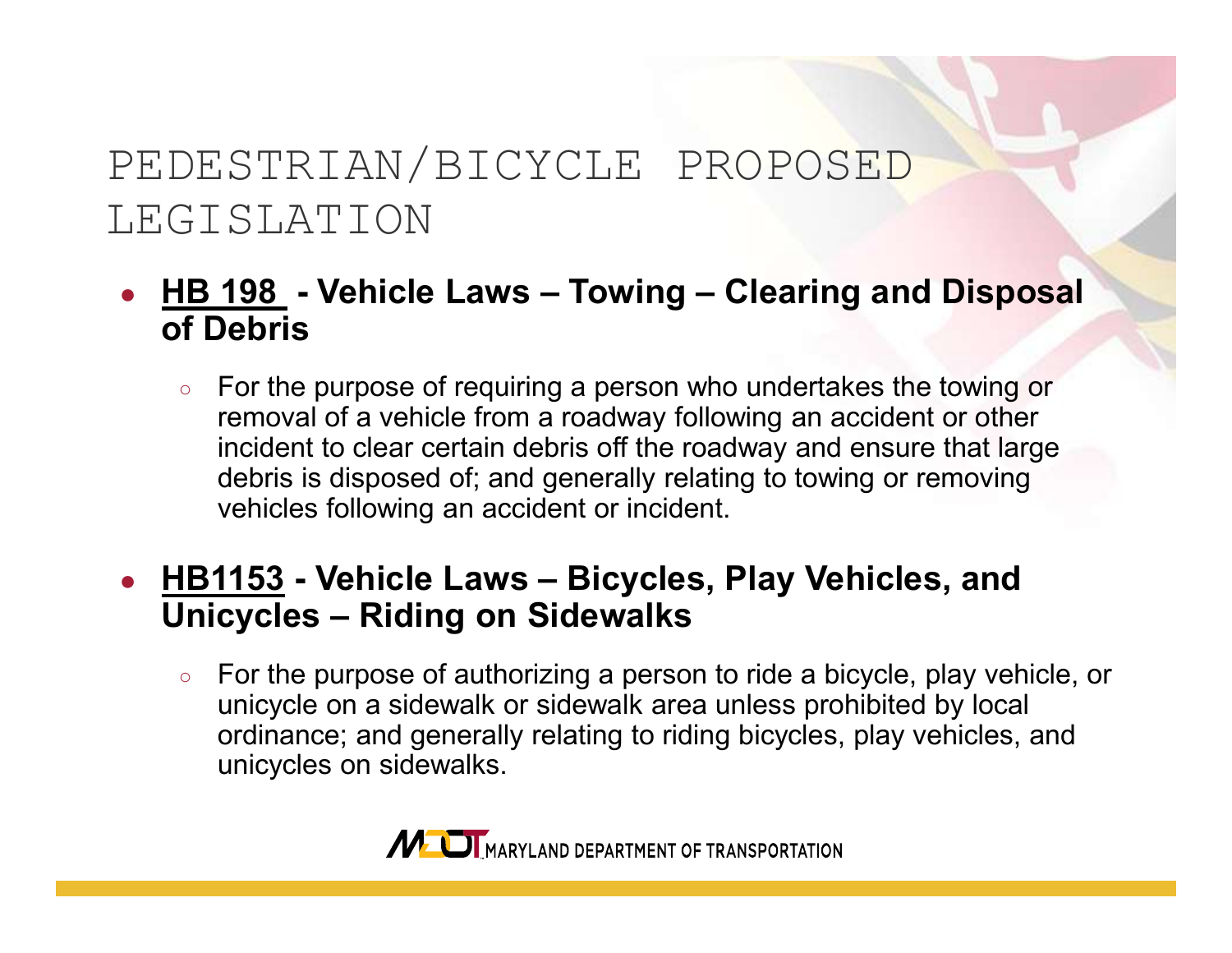# PEDESTRIAN/BICYCLE PROPOSED LEGISLATION

- **HB 198 - Vehicle Laws – Towing – Clearing and Disposal of Debris**
  - For the purpose of requiring a person who undertakes the towing or removal of a vehicle from a roadway following an accident or other incident to clear certain debris off the roadway and ensure that large debris is disposed of; and generally relating to towing or removing vehicles following an accident or incident.

- **HB1153 - Vehicle Laws – Bicycles, Play Vehicles, and Unicycles – Riding on Sidewalks**
  - For the purpose of authorizing a person to ride a bicycle, play vehicle, or unicycle on a sidewalk or sidewalk area unless prohibited by local ordinance; and generally relating to riding bicycles, play vehicles, and unicycles on sidewalks.

MDOT MARYLAND DEPARTMENT OF TRANSPORTATION